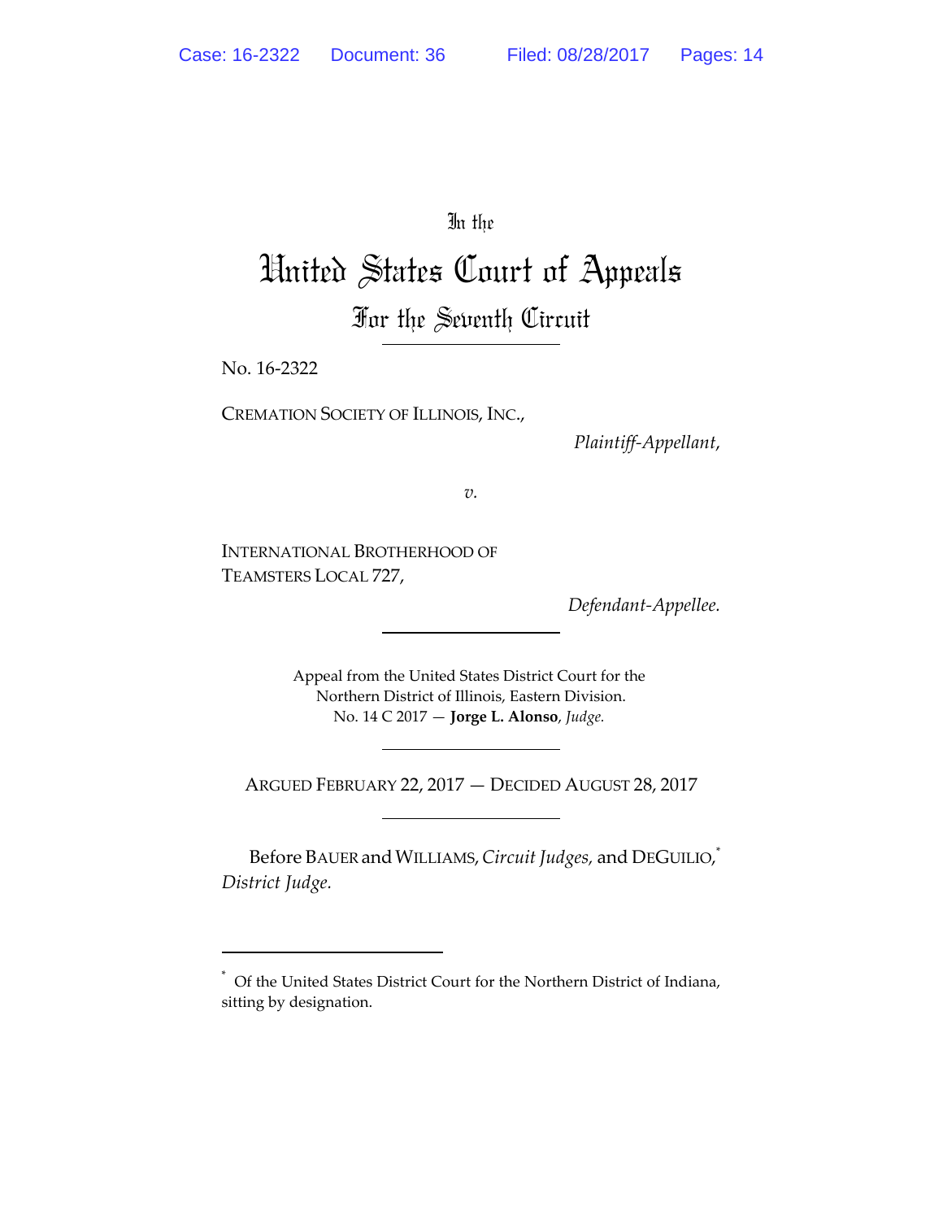In the

# United States Court of Appeals

## For the Seventh Circuit

No. 16-2322

CREMATION SOCIETY OF ILLINOIS, INC.,

*Plaintiff-Appellant*,

*v.*

INTERNATIONAL BROTHERHOOD OF TEAMSTERS LOCAL 727,

*Defendant-Appellee.*

Appeal from the United States District Court for the Northern District of Illinois, Eastern Division.
No. 14 C 2017 — **Jorge L. Alonso**, *Judge.*

ARGUED FEBRUARY 22, 2017 — DECIDED AUGUST 28, 2017

Before BAUER and WILLIAMS, *Circuit Judges*, and DEGUILIO,* *District Judge*.

\* Of the United States District Court for the Northern District of Indiana, sitting by designation.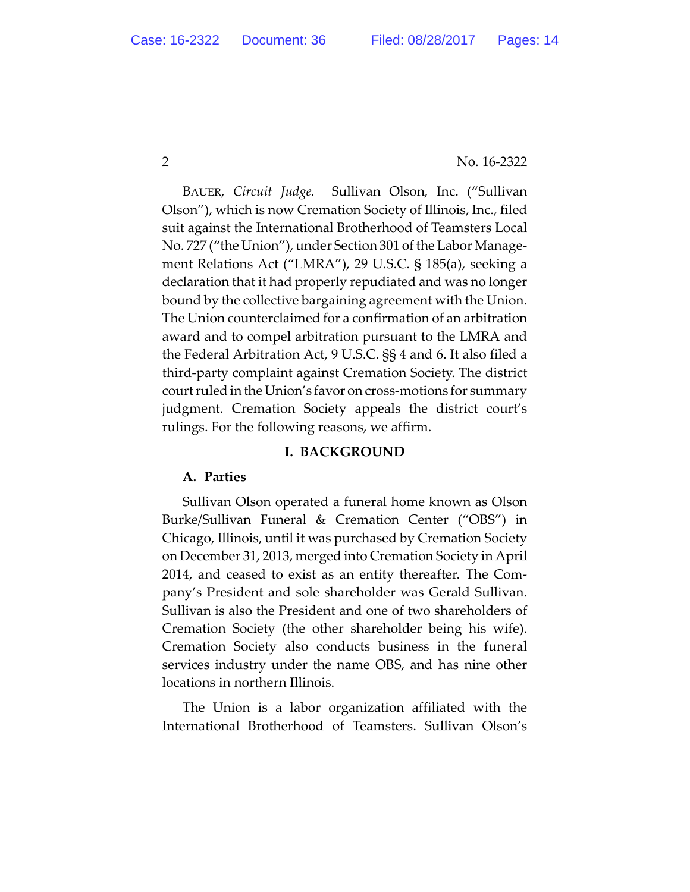BAUER, *Circuit Judge.* Sullivan Olson, Inc. ("Sullivan Olson"), which is now Cremation Society of Illinois, Inc., filed suit against the International Brotherhood of Teamsters Local No. 727 ("the Union"), under Section 301 of the Labor Management Relations Act ("LMRA"), 29 U.S.C. § 185(a), seeking a declaration that it had properly repudiated and was no longer bound by the collective bargaining agreement with the Union. The Union counterclaimed for a confirmation of an arbitration award and to compel arbitration pursuant to the LMRA and the Federal Arbitration Act, 9 U.S.C. §§ 4 and 6. It also filed a third-party complaint against Cremation Society. The district court ruled in the Union's favor on cross-motions for summary judgment. Cremation Society appeals the district court's rulings. For the following reasons, we affirm.

## I. BACKGROUND

### A. Parties

Sullivan Olson operated a funeral home known as Olson Burke/Sullivan Funeral & Cremation Center ("OBS") in Chicago, Illinois, until it was purchased by Cremation Society on December 31, 2013, merged into Cremation Society in April 2014, and ceased to exist as an entity thereafter. The Company's President and sole shareholder was Gerald Sullivan. Sullivan is also the President and one of two shareholders of Cremation Society (the other shareholder being his wife). Cremation Society also conducts business in the funeral services industry under the name OBS, and has nine other locations in northern Illinois.

The Union is a labor organization affiliated with the International Brotherhood of Teamsters. Sullivan Olson's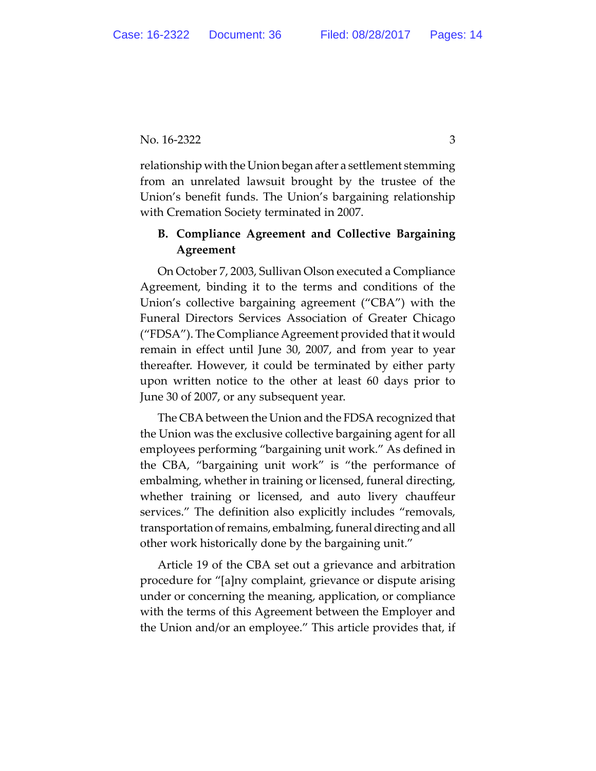relationship with the Union began after a settlement stemming from an unrelated lawsuit brought by the trustee of the Union's benefit funds. The Union's bargaining relationship with Cremation Society terminated in 2007.

### B. Compliance Agreement and Collective Bargaining Agreement

On October 7, 2003, Sullivan Olson executed a Compliance Agreement, binding it to the terms and conditions of the Union's collective bargaining agreement ("CBA") with the Funeral Directors Services Association of Greater Chicago ("FDSA"). The Compliance Agreement provided that it would remain in effect until June 30, 2007, and from year to year thereafter. However, it could be terminated by either party upon written notice to the other at least 60 days prior to June 30 of 2007, or any subsequent year.

The CBA between the Union and the FDSA recognized that the Union was the exclusive collective bargaining agent for all employees performing "bargaining unit work." As defined in the CBA, "bargaining unit work" is "the performance of embalming, whether in training or licensed, funeral directing, whether training or licensed, and auto livery chauffeur services." The definition also explicitly includes "removals, transportation of remains, embalming, funeral directing and all other work historically done by the bargaining unit."

Article 19 of the CBA set out a grievance and arbitration procedure for "[a]ny complaint, grievance or dispute arising under or concerning the meaning, application, or compliance with the terms of this Agreement between the Employer and the Union and/or an employee." This article provides that, if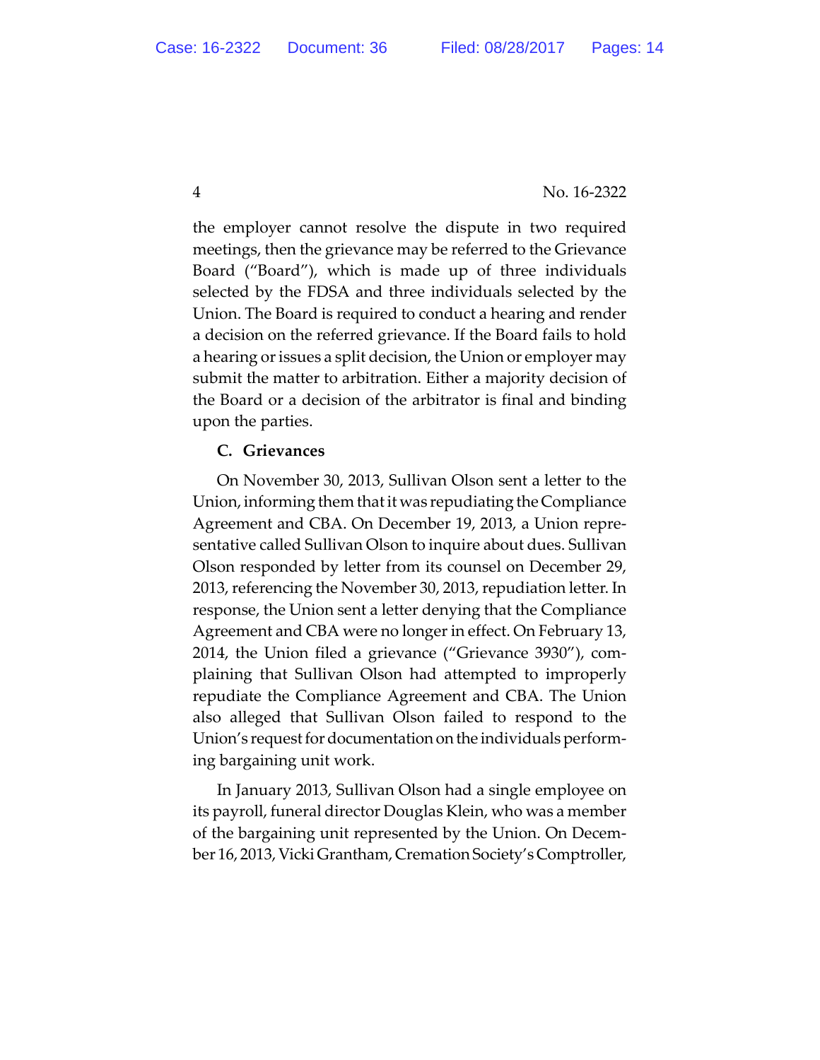the employer cannot resolve the dispute in two required meetings, then the grievance may be referred to the Grievance Board ("Board"), which is made up of three individuals selected by the FDSA and three individuals selected by the Union. The Board is required to conduct a hearing and render a decision on the referred grievance. If the Board fails to hold a hearing or issues a split decision, the Union or employer may submit the matter to arbitration. Either a majority decision of the Board or a decision of the arbitrator is final and binding upon the parties.

### C. Grievances

On November 30, 2013, Sullivan Olson sent a letter to the Union, informing them that it was repudiating the Compliance Agreement and CBA. On December 19, 2013, a Union representative called Sullivan Olson to inquire about dues. Sullivan Olson responded by letter from its counsel on December 29, 2013, referencing the November 30, 2013, repudiation letter. In response, the Union sent a letter denying that the Compliance Agreement and CBA were no longer in effect. On February 13, 2014, the Union filed a grievance ("Grievance 3930"), complaining that Sullivan Olson had attempted to improperly repudiate the Compliance Agreement and CBA. The Union also alleged that Sullivan Olson failed to respond to the Union's request for documentation on the individuals performing bargaining unit work.

In January 2013, Sullivan Olson had a single employee on its payroll, funeral director Douglas Klein, who was a member of the bargaining unit represented by the Union. On December 16, 2013, Vicki Grantham, Cremation Society's Comptroller,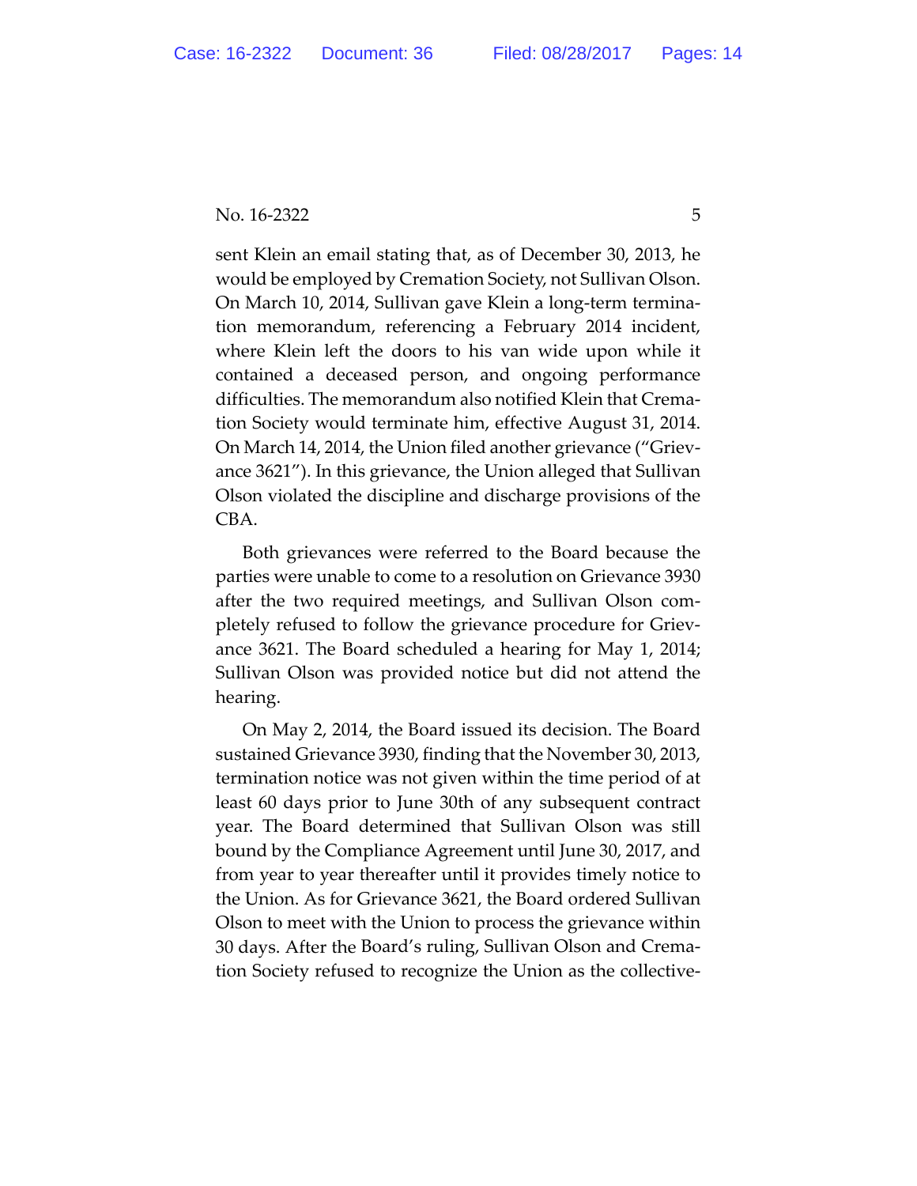sent Klein an email stating that, as of December 30, 2013, he would be employed by Cremation Society, not Sullivan Olson. On March 10, 2014, Sullivan gave Klein a long-term termination memorandum, referencing a February 2014 incident, where Klein left the doors to his van wide upon while it contained a deceased person, and ongoing performance difficulties. The memorandum also notified Klein that Cremation Society would terminate him, effective August 31, 2014. On March 14, 2014, the Union filed another grievance ("Grievance 3621"). In this grievance, the Union alleged that Sullivan Olson violated the discipline and discharge provisions of the CBA.

Both grievances were referred to the Board because the parties were unable to come to a resolution on Grievance 3930 after the two required meetings, and Sullivan Olson completely refused to follow the grievance procedure for Grievance 3621. The Board scheduled a hearing for May 1, 2014; Sullivan Olson was provided notice but did not attend the hearing.

On May 2, 2014, the Board issued its decision. The Board sustained Grievance 3930, finding that the November 30, 2013, termination notice was not given within the time period of at least 60 days prior to June 30th of any subsequent contract year. The Board determined that Sullivan Olson was still bound by the Compliance Agreement until June 30, 2017, and from year to year thereafter until it provides timely notice to the Union. As for Grievance 3621, the Board ordered Sullivan Olson to meet with the Union to process the grievance within 30 days. After the Board's ruling, Sullivan Olson and Cremation Society refused to recognize the Union as the collective-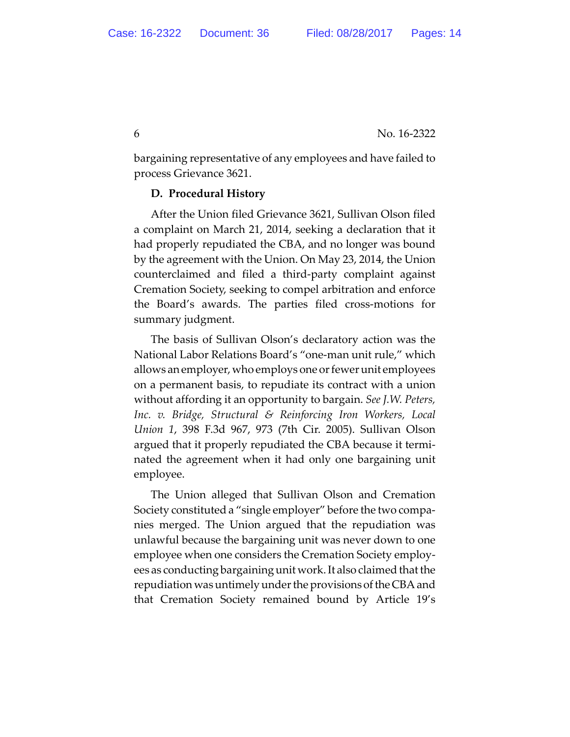bargaining representative of any employees and have failed to process Grievance 3621.

**D. Procedural History**

After the Union filed Grievance 3621, Sullivan Olson filed a complaint on March 21, 2014, seeking a declaration that it had properly repudiated the CBA, and no longer was bound by the agreement with the Union. On May 23, 2014, the Union counterclaimed and filed a third-party complaint against Cremation Society, seeking to compel arbitration and enforce the Board's awards. The parties filed cross-motions for summary judgment.

The basis of Sullivan Olson's declaratory action was the National Labor Relations Board's "one-man unit rule," which allows an employer, who employs one or fewer unit employees on a permanent basis, to repudiate its contract with a union without affording it an opportunity to bargain. *See J.W. Peters, Inc. v. Bridge, Structural & Reinforcing Iron Workers, Local Union 1*, 398 F.3d 967, 973 (7th Cir. 2005). Sullivan Olson argued that it properly repudiated the CBA because it terminated the agreement when it had only one bargaining unit employee.

The Union alleged that Sullivan Olson and Cremation Society constituted a "single employer" before the two companies merged. The Union argued that the repudiation was unlawful because the bargaining unit was never down to one employee when one considers the Cremation Society employees as conducting bargaining unit work. It also claimed that the repudiation was untimely under the provisions of the CBA and that Cremation Society remained bound by Article 19's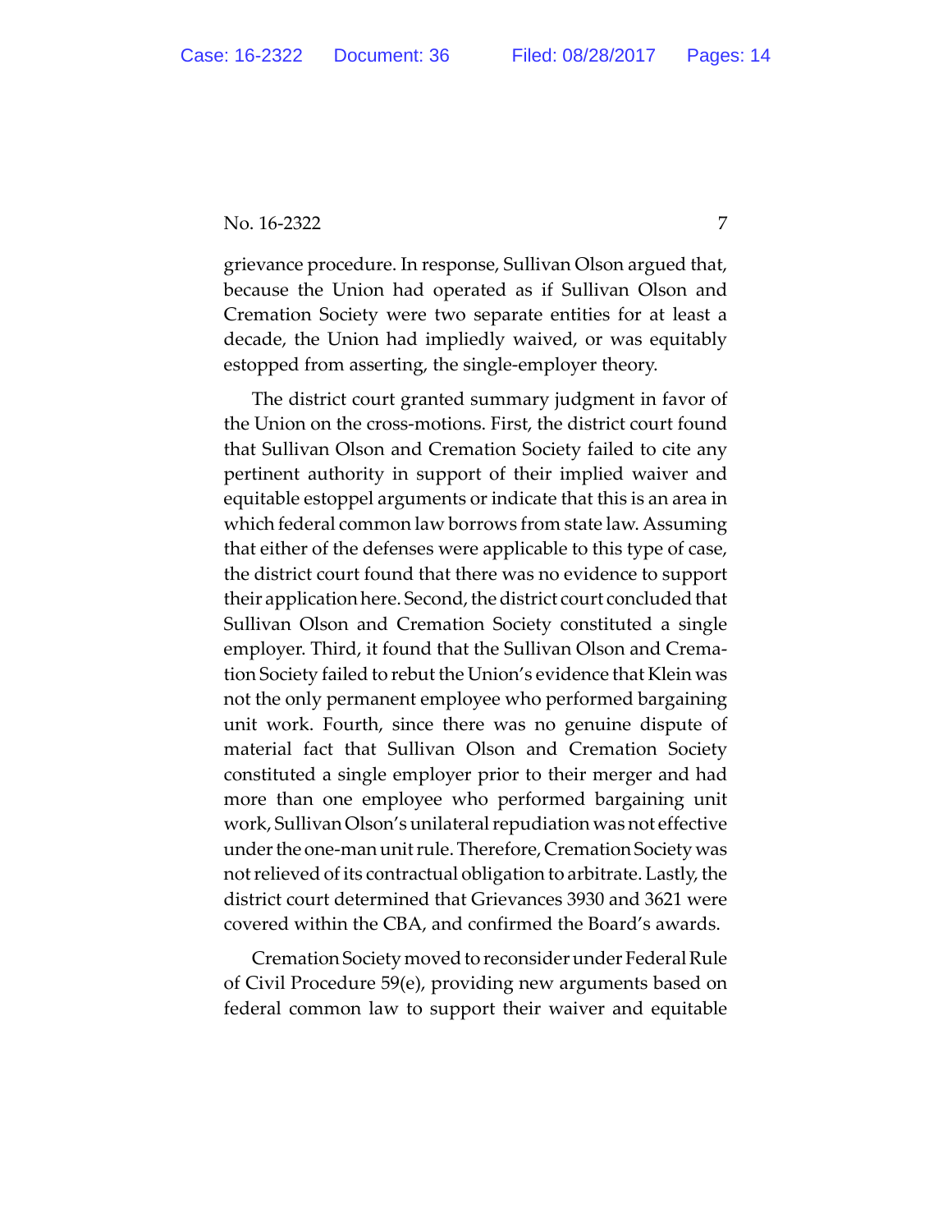grievance procedure. In response, Sullivan Olson argued that, because the Union had operated as if Sullivan Olson and Cremation Society were two separate entities for at least a decade, the Union had impliedly waived, or was equitably estopped from asserting, the single-employer theory.

The district court granted summary judgment in favor of the Union on the cross-motions. First, the district court found that Sullivan Olson and Cremation Society failed to cite any pertinent authority in support of their implied waiver and equitable estoppel arguments or indicate that this is an area in which federal common law borrows from state law. Assuming that either of the defenses were applicable to this type of case, the district court found that there was no evidence to support their application here. Second, the district court concluded that Sullivan Olson and Cremation Society constituted a single employer. Third, it found that the Sullivan Olson and Cremation Society failed to rebut the Union's evidence that Klein was not the only permanent employee who performed bargaining unit work. Fourth, since there was no genuine dispute of material fact that Sullivan Olson and Cremation Society constituted a single employer prior to their merger and had more than one employee who performed bargaining unit work, Sullivan Olson's unilateral repudiation was not effective under the one-man unit rule. Therefore, Cremation Society was not relieved of its contractual obligation to arbitrate. Lastly, the district court determined that Grievances 3930 and 3621 were covered within the CBA, and confirmed the Board's awards.

Cremation Society moved to reconsider under Federal Rule of Civil Procedure 59(e), providing new arguments based on federal common law to support their waiver and equitable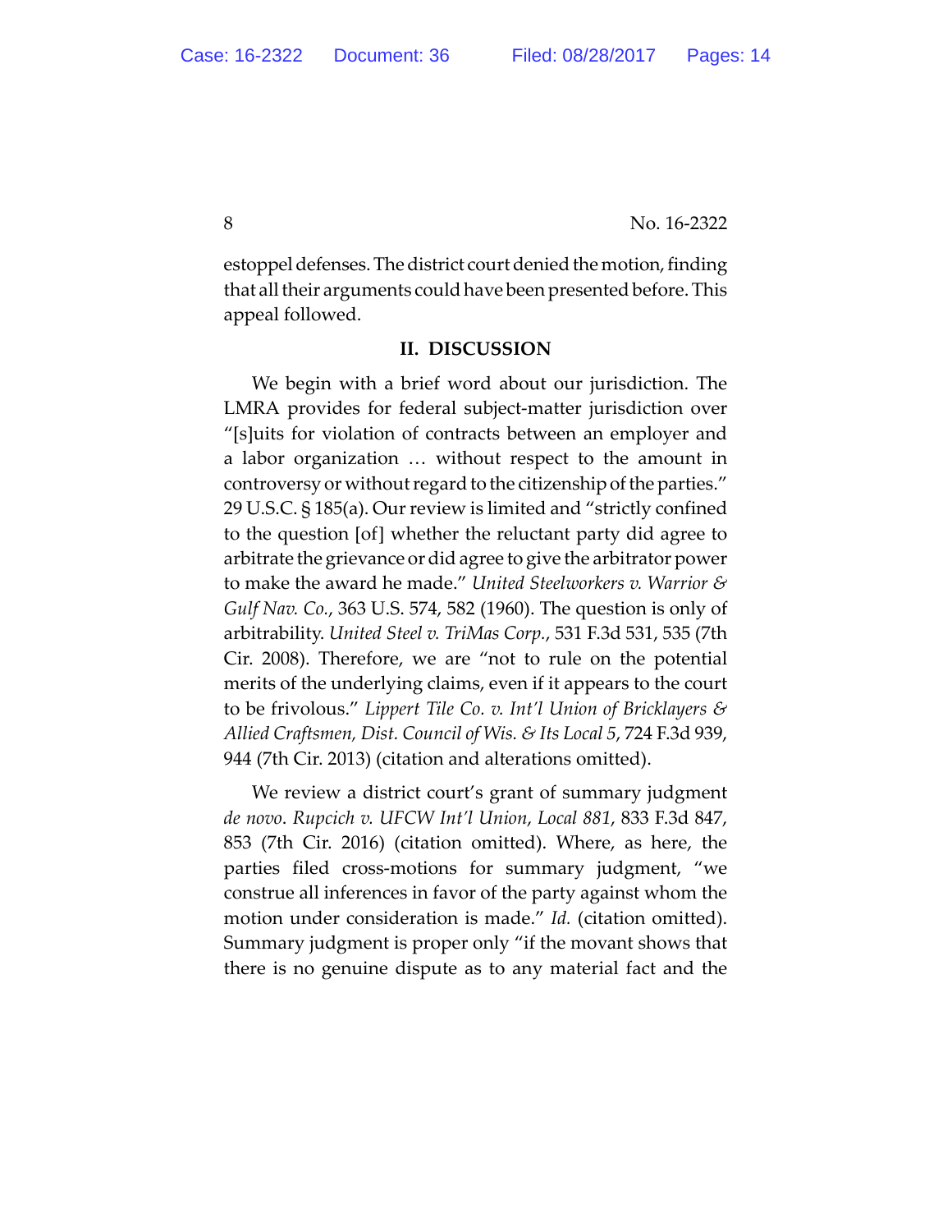estoppel defenses. The district court denied the motion, finding that all their arguments could have been presented before. This appeal followed.

## II. DISCUSSION

We begin with a brief word about our jurisdiction. The LMRA provides for federal subject-matter jurisdiction over "[s]uits for violation of contracts between an employer and a labor organization … without respect to the amount in controversy or without regard to the citizenship of the parties." 29 U.S.C. § 185(a). Our review is limited and "strictly confined to the question [of] whether the reluctant party did agree to arbitrate the grievance or did agree to give the arbitrator power to make the award he made." *United Steelworkers v. Warrior & Gulf Nav. Co.*, 363 U.S. 574, 582 (1960). The question is only of arbitrability. *United Steel v. TriMas Corp.*, 531 F.3d 531, 535 (7th Cir. 2008). Therefore, we are "not to rule on the potential merits of the underlying claims, even if it appears to the court to be frivolous." *Lippert Tile Co. v. Int'l Union of Bricklayers & Allied Craftsmen, Dist. Council of Wis. & Its Local 5*, 724 F.3d 939, 944 (7th Cir. 2013) (citation and alterations omitted).

We review a district court's grant of summary judgment *de novo*. *Rupcich v. UFCW Int'l Union, Local 881*, 833 F.3d 847, 853 (7th Cir. 2016) (citation omitted). Where, as here, the parties filed cross-motions for summary judgment, "we construe all inferences in favor of the party against whom the motion under consideration is made." *Id.* (citation omitted). Summary judgment is proper only "if the movant shows that there is no genuine dispute as to any material fact and the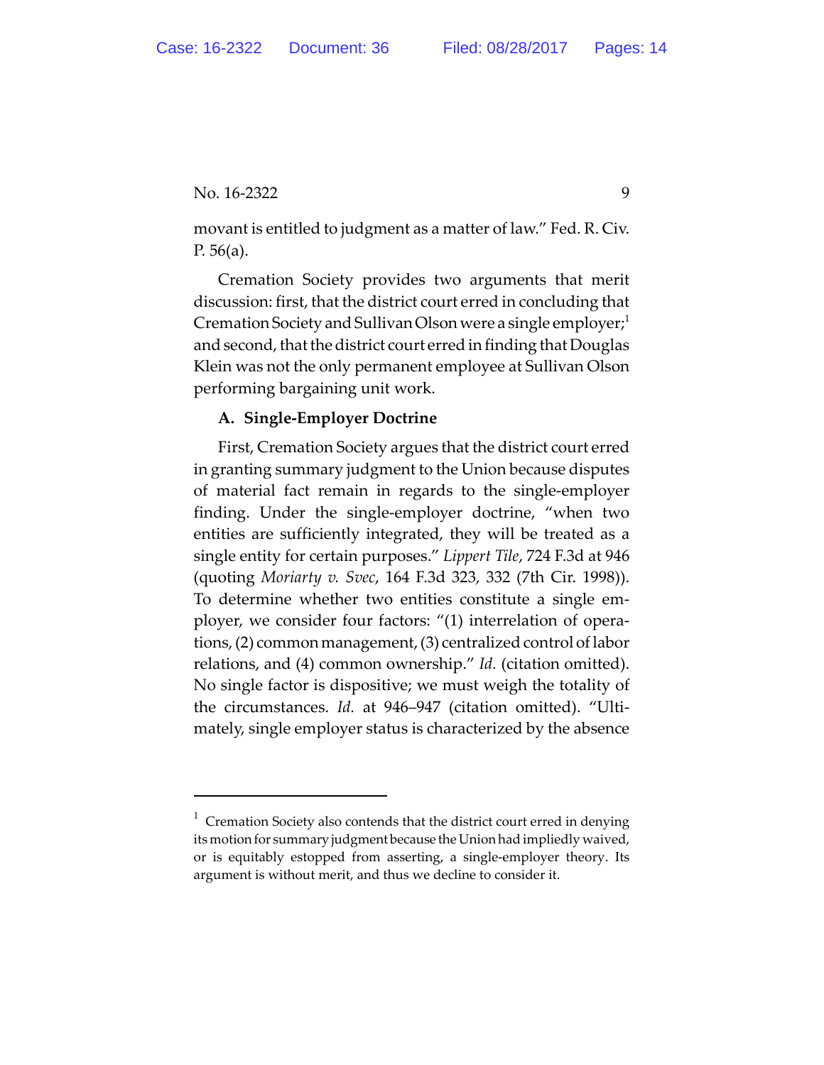movant is entitled to judgment as a matter of law." Fed. R. Civ. P. 56(a).

Cremation Society provides two arguments that merit discussion: first, that the district court erred in concluding that Cremation Society and Sullivan Olson were a single employer;[1] and second, that the district court erred in finding that Douglas Klein was not the only permanent employee at Sullivan Olson performing bargaining unit work.

### A. Single-Employer Doctrine

First, Cremation Society argues that the district court erred in granting summary judgment to the Union because disputes of material fact remain in regards to the single-employer finding. Under the single-employer doctrine, "when two entities are sufficiently integrated, they will be treated as a single entity for certain purposes." *Lippert Tile*, 724 F.3d at 946 (quoting *Moriarty v. Svec*, 164 F.3d 323, 332 (7th Cir. 1998)). To determine whether two entities constitute a single employer, we consider four factors: "(1) interrelation of operations, (2) common management, (3) centralized control of labor relations, and (4) common ownership." *Id.* (citation omitted). No single factor is dispositive; we must weigh the totality of the circumstances. *Id.* at 946–947 (citation omitted). "Ultimately, single employer status is characterized by the absence

---

[1] Cremation Society also contends that the district court erred in denying its motion for summary judgment because the Union had impliedly waived, or is equitably estopped from asserting, a single-employer theory. Its argument is without merit, and thus we decline to consider it.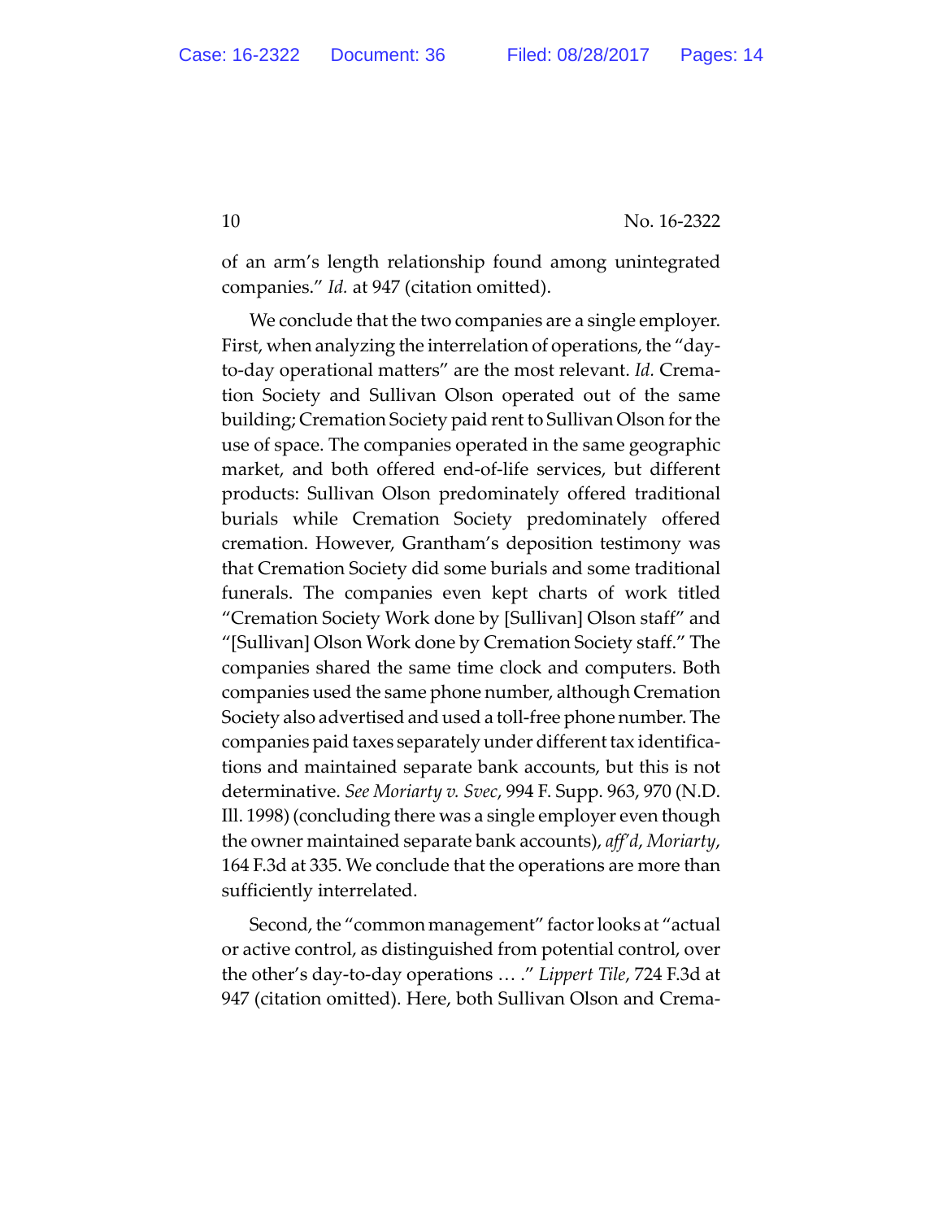of an arm's length relationship found among unintegrated companies." *Id.* at 947 (citation omitted).

We conclude that the two companies are a single employer. First, when analyzing the interrelation of operations, the "day-to-day operational matters" are the most relevant. *Id.* Cremation Society and Sullivan Olson operated out of the same building; Cremation Society paid rent to Sullivan Olson for the use of space. The companies operated in the same geographic market, and both offered end-of-life services, but different products: Sullivan Olson predominately offered traditional burials while Cremation Society predominately offered cremation. However, Grantham's deposition testimony was that Cremation Society did some burials and some traditional funerals. The companies even kept charts of work titled "Cremation Society Work done by [Sullivan] Olson staff" and "[Sullivan] Olson Work done by Cremation Society staff." The companies shared the same time clock and computers. Both companies used the same phone number, although Cremation Society also advertised and used a toll-free phone number. The companies paid taxes separately under different tax identifications and maintained separate bank accounts, but this is not determinative. *See Moriarty v. Svec*, 994 F. Supp. 963, 970 (N.D. Ill. 1998) (concluding there was a single employer even though the owner maintained separate bank accounts), *aff'd*, *Moriarty*, 164 F.3d at 335. We conclude that the operations are more than sufficiently interrelated.

Second, the "common management" factor looks at "actual or active control, as distinguished from potential control, over the other's day-to-day operations … ." *Lippert Tile*, 724 F.3d at 947 (citation omitted). Here, both Sullivan Olson and Crema-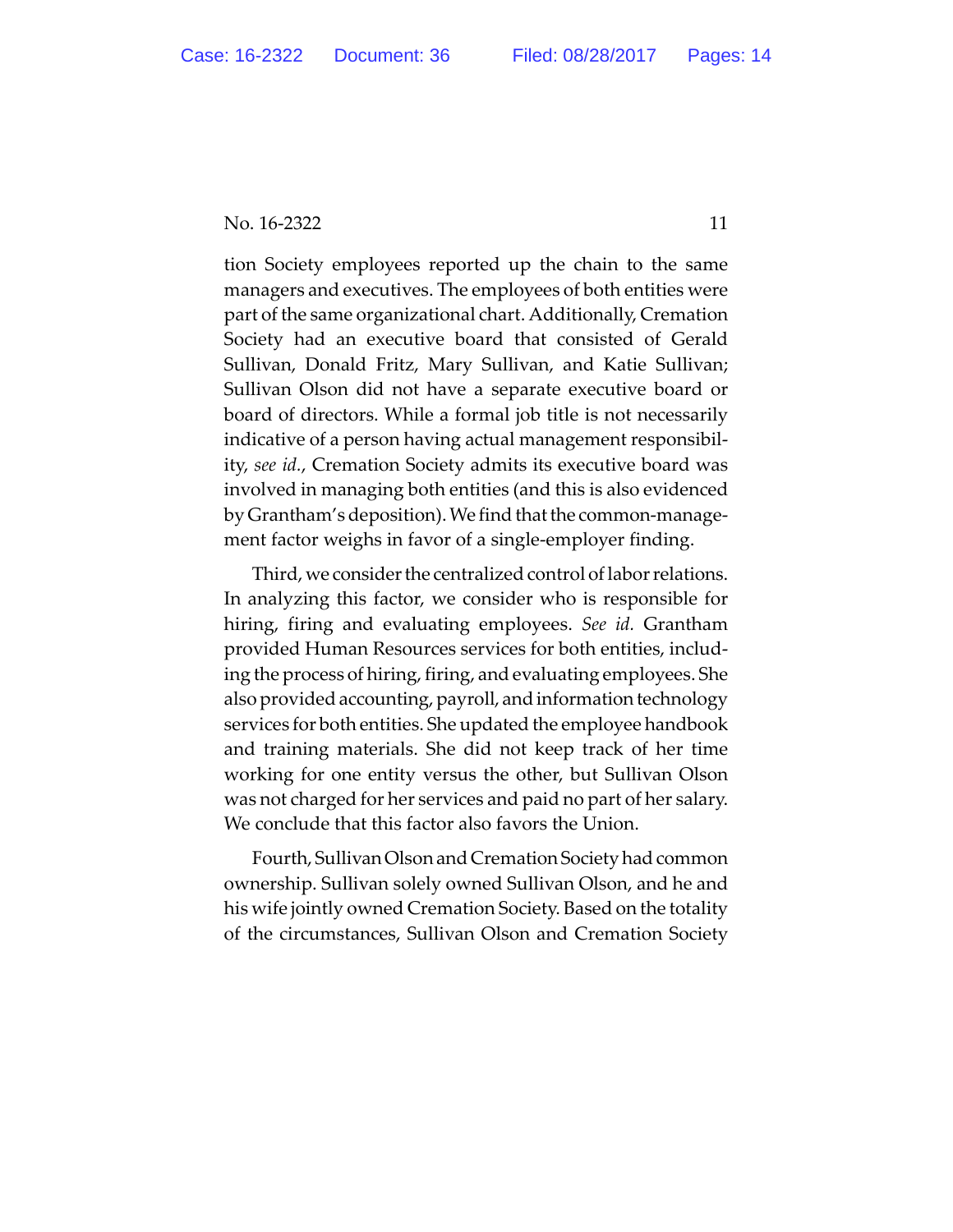tion Society employees reported up the chain to the same managers and executives. The employees of both entities were part of the same organizational chart. Additionally, Cremation Society had an executive board that consisted of Gerald Sullivan, Donald Fritz, Mary Sullivan, and Katie Sullivan; Sullivan Olson did not have a separate executive board or board of directors. While a formal job title is not necessarily indicative of a person having actual management responsibility, *see id.*, Cremation Society admits its executive board was involved in managing both entities (and this is also evidenced by Grantham's deposition). We find that the common-management factor weighs in favor of a single-employer finding.

Third, we consider the centralized control of labor relations. In analyzing this factor, we consider who is responsible for hiring, firing and evaluating employees. *See id.* Grantham provided Human Resources services for both entities, including the process of hiring, firing, and evaluating employees. She also provided accounting, payroll, and information technology services for both entities. She updated the employee handbook and training materials. She did not keep track of her time working for one entity versus the other, but Sullivan Olson was not charged for her services and paid no part of her salary. We conclude that this factor also favors the Union.

Fourth, Sullivan Olson and Cremation Society had common ownership. Sullivan solely owned Sullivan Olson, and he and his wife jointly owned Cremation Society. Based on the totality of the circumstances, Sullivan Olson and Cremation Society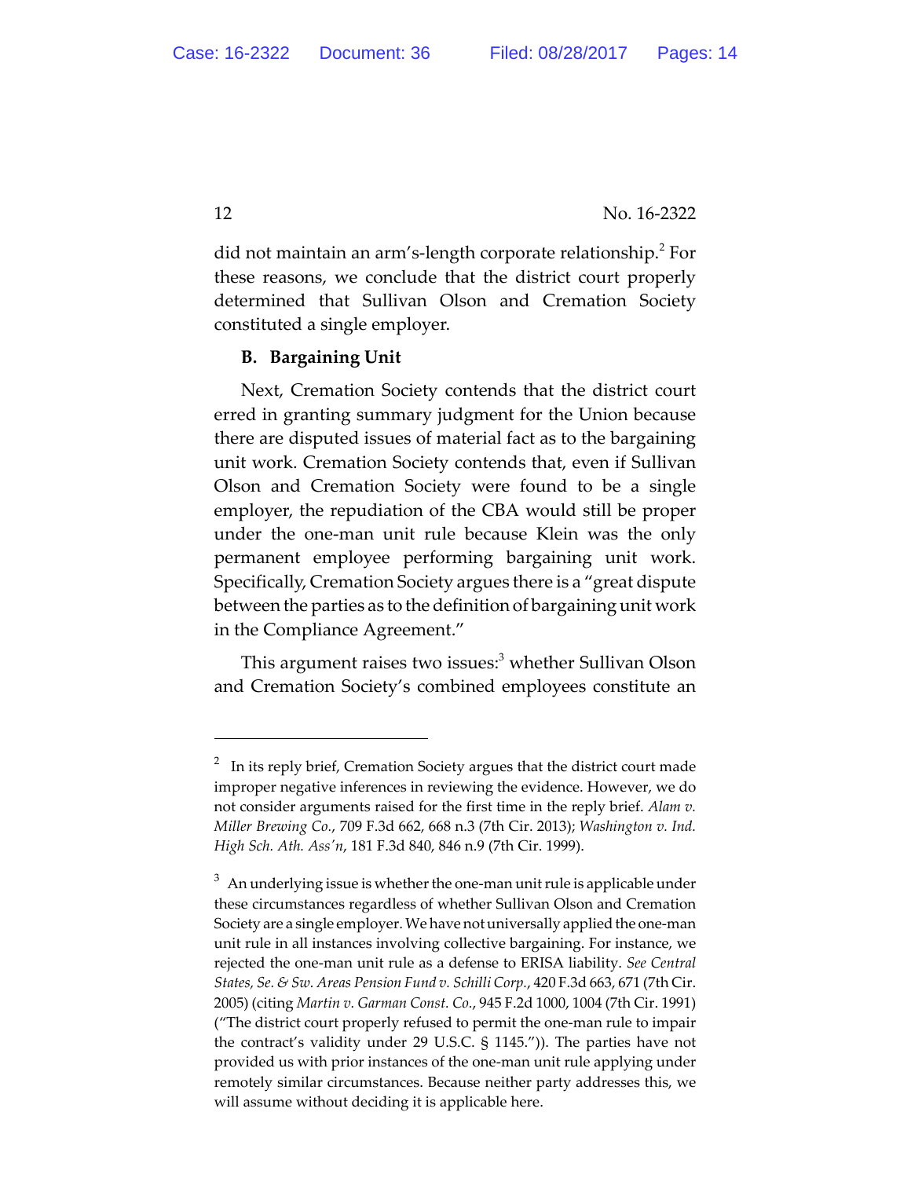did not maintain an arm's-length corporate relationship.[2] For these reasons, we conclude that the district court properly determined that Sullivan Olson and Cremation Society constituted a single employer.

**B. Bargaining Unit**

Next, Cremation Society contends that the district court erred in granting summary judgment for the Union because there are disputed issues of material fact as to the bargaining unit work. Cremation Society contends that, even if Sullivan Olson and Cremation Society were found to be a single employer, the repudiation of the CBA would still be proper under the one-man unit rule because Klein was the only permanent employee performing bargaining unit work. Specifically, Cremation Society argues there is a "great dispute between the parties as to the definition of bargaining unit work in the Compliance Agreement."

This argument raises two issues:[3] whether Sullivan Olson and Cremation Society's combined employees constitute an

---

[2] In its reply brief, Cremation Society argues that the district court made improper negative inferences in reviewing the evidence. However, we do not consider arguments raised for the first time in the reply brief. *Alam v. Miller Brewing Co.*, 709 F.3d 662, 668 n.3 (7th Cir. 2013); *Washington v. Ind. High Sch. Ath. Ass'n*, 181 F.3d 840, 846 n.9 (7th Cir. 1999).

[3] An underlying issue is whether the one-man unit rule is applicable under these circumstances regardless of whether Sullivan Olson and Cremation Society are a single employer. We have not universally applied the one-man unit rule in all instances involving collective bargaining. For instance, we rejected the one-man unit rule as a defense to ERISA liability. *See Central States, Se. & Sw. Areas Pension Fund v. Schilli Corp.*, 420 F.3d 663, 671 (7th Cir. 2005) (citing *Martin v. Garman Const. Co.*, 945 F.2d 1000, 1004 (7th Cir. 1991) ("The district court properly refused to permit the one-man rule to impair the contract's validity under 29 U.S.C. § 1145.")). The parties have not provided us with prior instances of the one-man unit rule applying under remotely similar circumstances. Because neither party addresses this, we will assume without deciding it is applicable here.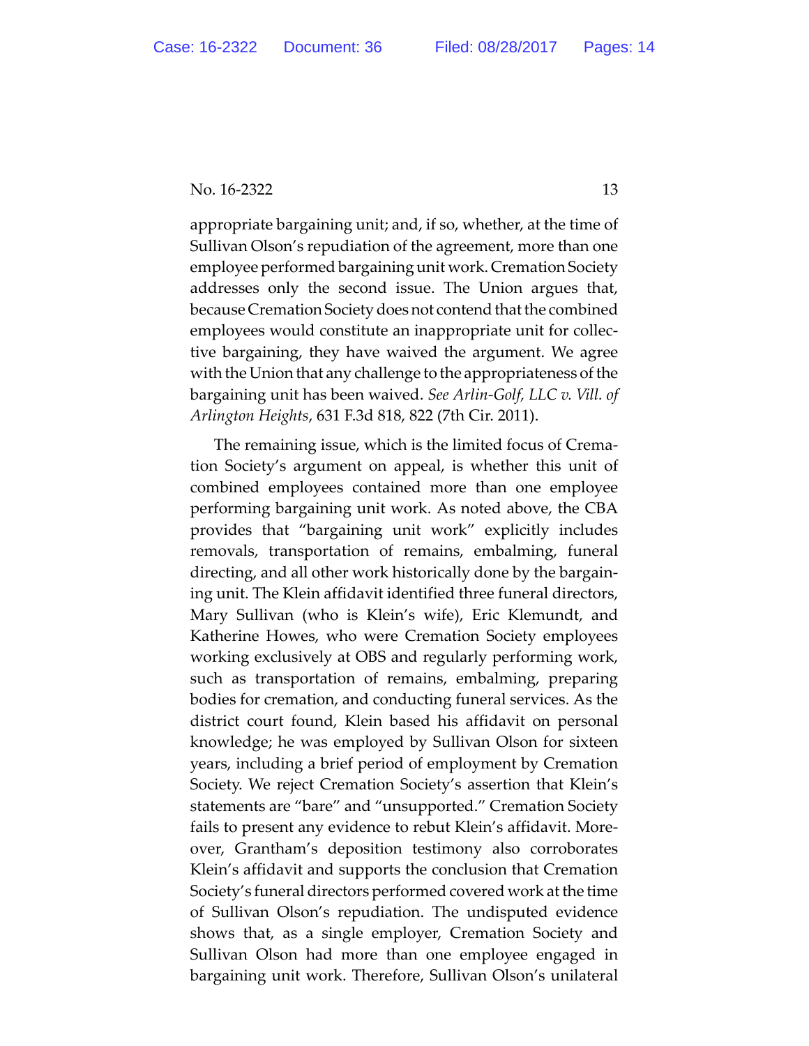appropriate bargaining unit; and, if so, whether, at the time of Sullivan Olson's repudiation of the agreement, more than one employee performed bargaining unit work. Cremation Society addresses only the second issue. The Union argues that, because Cremation Society does not contend that the combined employees would constitute an inappropriate unit for collective bargaining, they have waived the argument. We agree with the Union that any challenge to the appropriateness of the bargaining unit has been waived. *See Arlin-Golf, LLC v. Vill. of Arlington Heights*, 631 F.3d 818, 822 (7th Cir. 2011).

The remaining issue, which is the limited focus of Cremation Society's argument on appeal, is whether this unit of combined employees contained more than one employee performing bargaining unit work. As noted above, the CBA provides that "bargaining unit work" explicitly includes removals, transportation of remains, embalming, funeral directing, and all other work historically done by the bargaining unit. The Klein affidavit identified three funeral directors, Mary Sullivan (who is Klein's wife), Eric Klemundt, and Katherine Howes, who were Cremation Society employees working exclusively at OBS and regularly performing work, such as transportation of remains, embalming, preparing bodies for cremation, and conducting funeral services. As the district court found, Klein based his affidavit on personal knowledge; he was employed by Sullivan Olson for sixteen years, including a brief period of employment by Cremation Society. We reject Cremation Society's assertion that Klein's statements are "bare" and "unsupported." Cremation Society fails to present any evidence to rebut Klein's affidavit. Moreover, Grantham's deposition testimony also corroborates Klein's affidavit and supports the conclusion that Cremation Society's funeral directors performed covered work at the time of Sullivan Olson's repudiation. The undisputed evidence shows that, as a single employer, Cremation Society and Sullivan Olson had more than one employee engaged in bargaining unit work. Therefore, Sullivan Olson's unilateral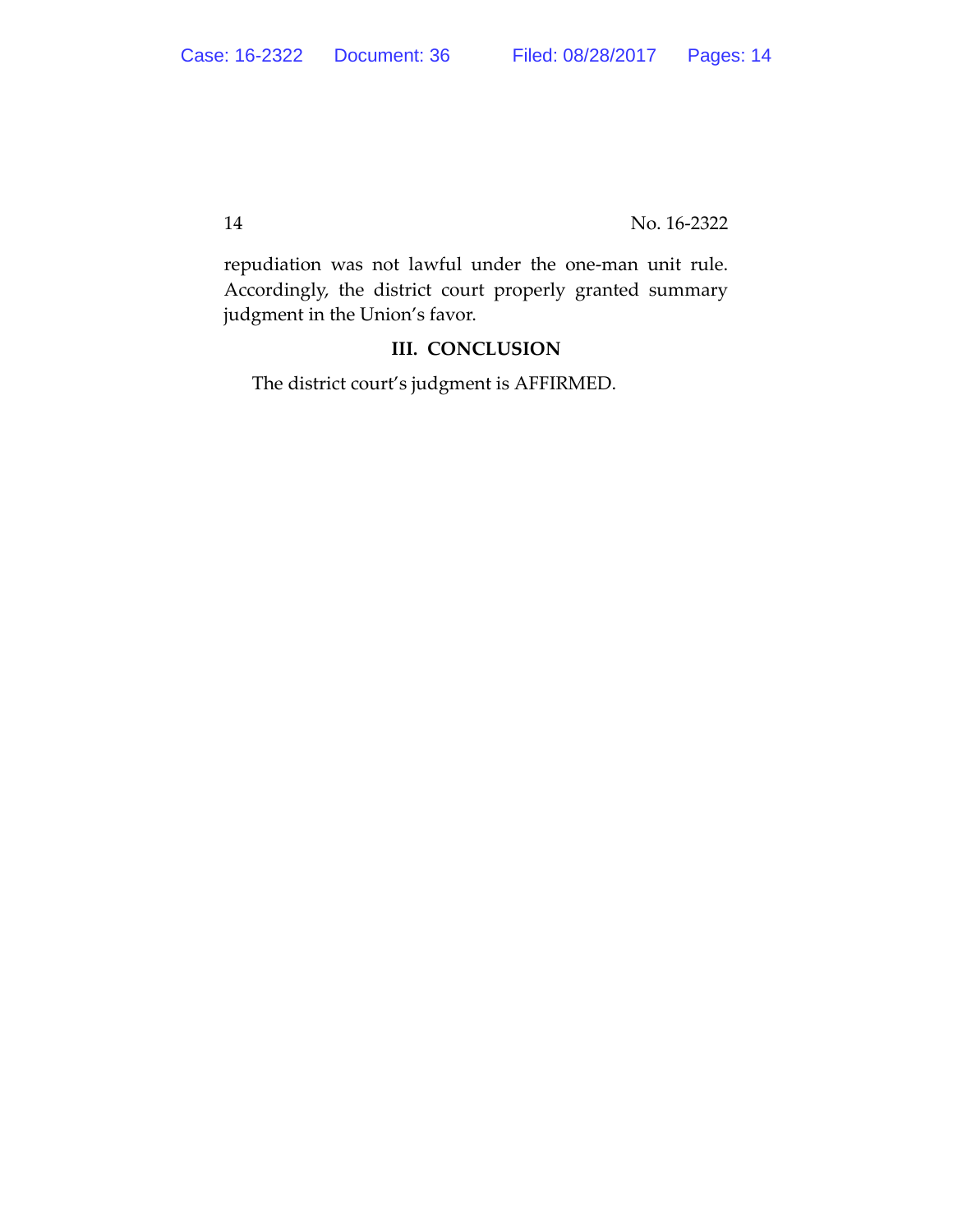repudiation was not lawful under the one-man unit rule. Accordingly, the district court properly granted summary judgment in the Union's favor.

## III. CONCLUSION

The district court's judgment is AFFIRMED.